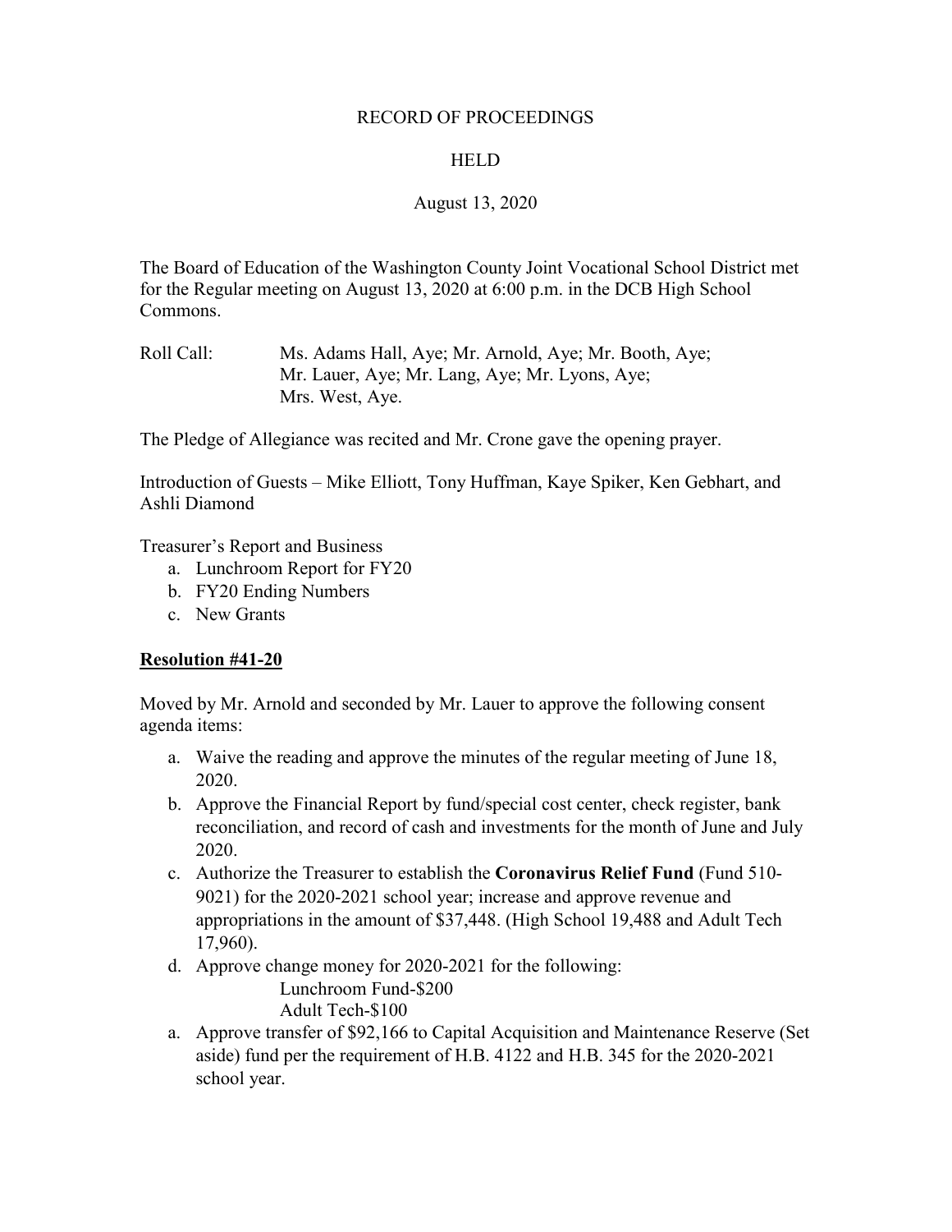RECORD OF PROCEEDINGS

HELD

August 13, 2020

The Board of Education of the Washington County Joint Vocational School District met for the Regular meeting on August 13, 2020 at 6:00 p.m. in the DCB High School Commons.

Roll Call: Ms. Adams Hall, Aye; Mr. Arnold, Aye; Mr. Booth, Aye; Mr. Lauer, Aye; Mr. Lang, Aye; Mr. Lyons, Aye; Mrs. West, Aye.

The Pledge of Allegiance was recited and Mr. Crone gave the opening prayer.

Introduction of Guests – Mike Elliott, Tony Huffman, Kaye Spiker, Ken Gebhart, and Ashli Diamond

Treasurer's Report and Business

a. Lunchroom Report for FY20
b. FY20 Ending Numbers
c. New Grants

**Resolution #41-20**

Moved by Mr. Arnold and seconded by Mr. Lauer to approve the following consent agenda items:

a. Waive the reading and approve the minutes of the regular meeting of June 18, 2020.
b. Approve the Financial Report by fund/special cost center, check register, bank reconciliation, and record of cash and investments for the month of June and July 2020.
c. Authorize the Treasurer to establish the **Coronavirus Relief Fund** (Fund 510-9021) for the 2020-2021 school year; increase and approve revenue and appropriations in the amount of $37,448. (High School 19,488 and Adult Tech 17,960).
d. Approve change money for 2020-2021 for the following:
   Lunchroom Fund-$200
   Adult Tech-$100
a. Approve transfer of $92,166 to Capital Acquisition and Maintenance Reserve (Set aside) fund per the requirement of H.B. 4122 and H.B. 345 for the 2020-2021 school year.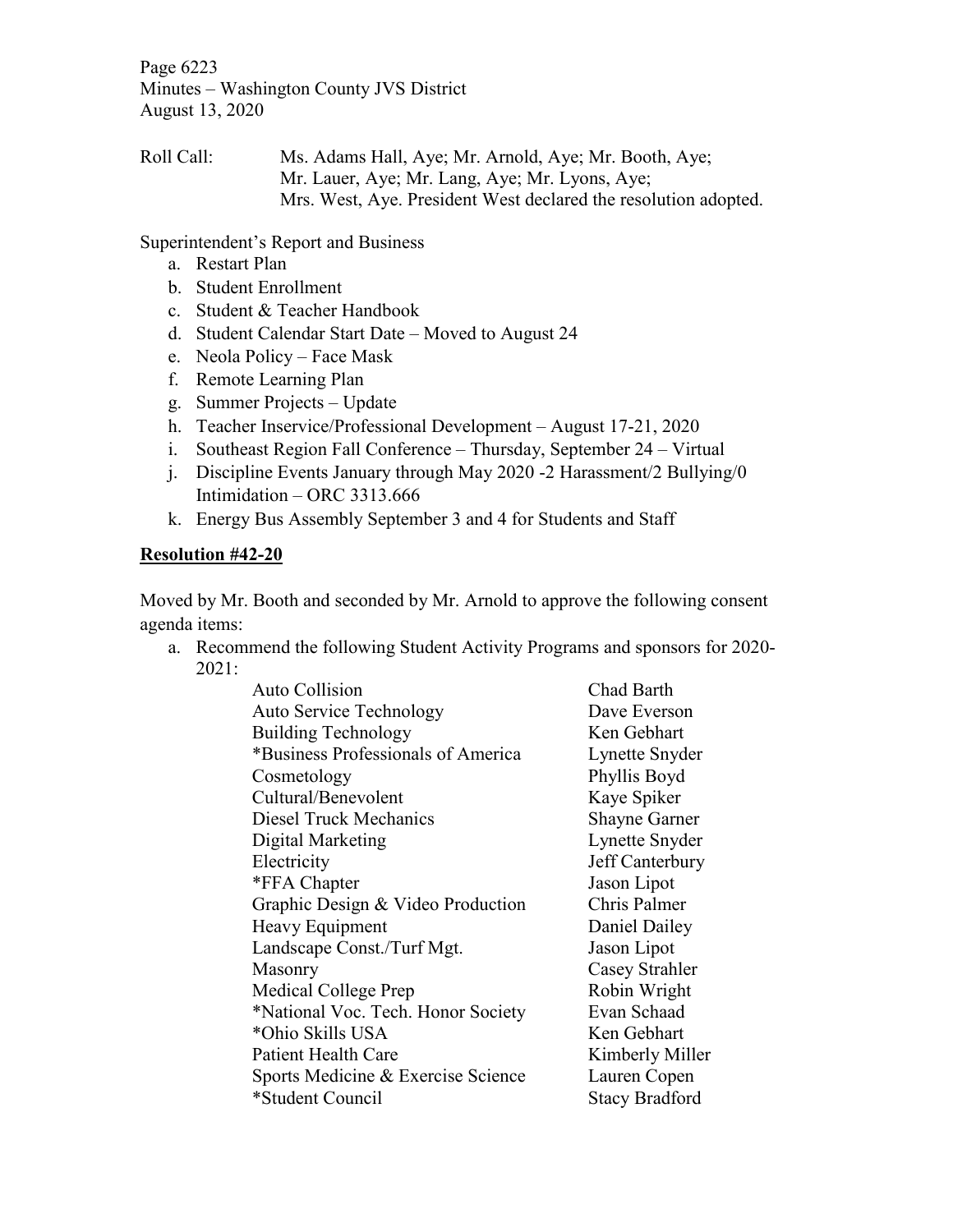Roll Call: Ms. Adams Hall, Aye; Mr. Arnold, Aye; Mr. Booth, Aye; Mr. Lauer, Aye; Mr. Lang, Aye; Mr. Lyons, Aye; Mrs. West, Aye. President West declared the resolution adopted.

Superintendent's Report and Business

a. Restart Plan
b. Student Enrollment
c. Student & Teacher Handbook
d. Student Calendar Start Date – Moved to August 24
e. Neola Policy – Face Mask
f. Remote Learning Plan
g. Summer Projects – Update
h. Teacher Inservice/Professional Development – August 17-21, 2020
i. Southeast Region Fall Conference – Thursday, September 24 – Virtual
j. Discipline Events January through May 2020 -2 Harassment/2 Bullying/0 Intimidation – ORC 3313.666
k. Energy Bus Assembly September 3 and 4 for Students and Staff

**Resolution #42-20**

Moved by Mr. Booth and seconded by Mr. Arnold to approve the following consent agenda items:

a. Recommend the following Student Activity Programs and sponsors for 2020-2021:

| | |
|---|---|
| Auto Collision | Chad Barth |
| Auto Service Technology | Dave Everson |
| Building Technology | Ken Gebhart |
| *Business Professionals of America | Lynette Snyder |
| Cosmetology | Phyllis Boyd |
| Cultural/Benevolent | Kaye Spiker |
| Diesel Truck Mechanics | Shayne Garner |
| Digital Marketing | Lynette Snyder |
| Electricity | Jeff Canterbury |
| *FFA Chapter | Jason Lipot |
| Graphic Design & Video Production | Chris Palmer |
| Heavy Equipment | Daniel Dailey |
| Landscape Const./Turf Mgt. | Jason Lipot |
| Masonry | Casey Strahler |
| Medical College Prep | Robin Wright |
| *National Voc. Tech. Honor Society | Evan Schaad |
| *Ohio Skills USA | Ken Gebhart |
| Patient Health Care | Kimberly Miller |
| Sports Medicine & Exercise Science | Lauren Copen |
| *Student Council | Stacy Bradford |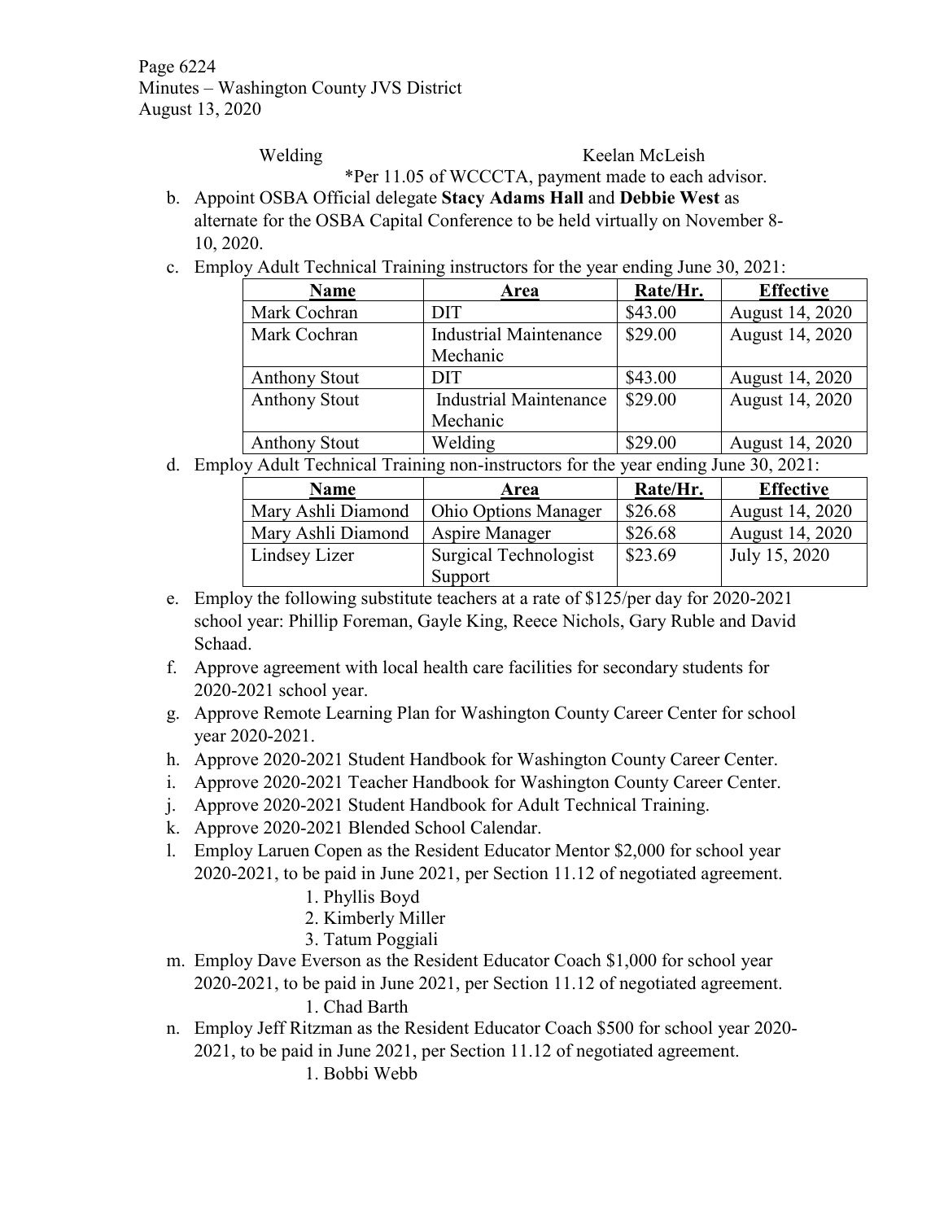Welding Keelan McLeish

*Per 11.05 of WCCCTA, payment made to each advisor.

b. Appoint OSBA Official delegate **Stacy Adams Hall** and **Debbie West** as alternate for the OSBA Capital Conference to be held virtually on November 8-10, 2020.

c. Employ Adult Technical Training instructors for the year ending June 30, 2021:

| Name | Area | Rate/Hr. | Effective |
|---|---|---|---|
| Mark Cochran | DIT | $43.00 | August 14, 2020 |
| Mark Cochran | Industrial Maintenance Mechanic | $29.00 | August 14, 2020 |
| Anthony Stout | DIT | $43.00 | August 14, 2020 |
| Anthony Stout | Industrial Maintenance Mechanic | $29.00 | August 14, 2020 |
| Anthony Stout | Welding | $29.00 | August 14, 2020 |

d. Employ Adult Technical Training non-instructors for the year ending June 30, 2021:

| Name | Area | Rate/Hr. | Effective |
|---|---|---|---|
| Mary Ashli Diamond | Ohio Options Manager | $26.68 | August 14, 2020 |
| Mary Ashli Diamond | Aspire Manager | $26.68 | August 14, 2020 |
| Lindsey Lizer | Surgical Technologist Support | $23.69 | July 15, 2020 |

e. Employ the following substitute teachers at a rate of $125/per day for 2020-2021 school year: Phillip Foreman, Gayle King, Reece Nichols, Gary Ruble and David Schaad.

f. Approve agreement with local health care facilities for secondary students for 2020-2021 school year.

g. Approve Remote Learning Plan for Washington County Career Center for school year 2020-2021.

h. Approve 2020-2021 Student Handbook for Washington County Career Center.

i. Approve 2020-2021 Teacher Handbook for Washington County Career Center.

j. Approve 2020-2021 Student Handbook for Adult Technical Training.

k. Approve 2020-2021 Blended School Calendar.

l. Employ Laruen Copen as the Resident Educator Mentor $2,000 for school year 2020-2021, to be paid in June 2021, per Section 11.12 of negotiated agreement.
   1. Phyllis Boyd
   2. Kimberly Miller
   3. Tatum Poggiali

m. Employ Dave Everson as the Resident Educator Coach $1,000 for school year 2020-2021, to be paid in June 2021, per Section 11.12 of negotiated agreement.
   1. Chad Barth

n. Employ Jeff Ritzman as the Resident Educator Coach $500 for school year 2020-2021, to be paid in June 2021, per Section 11.12 of negotiated agreement.
   1. Bobbi Webb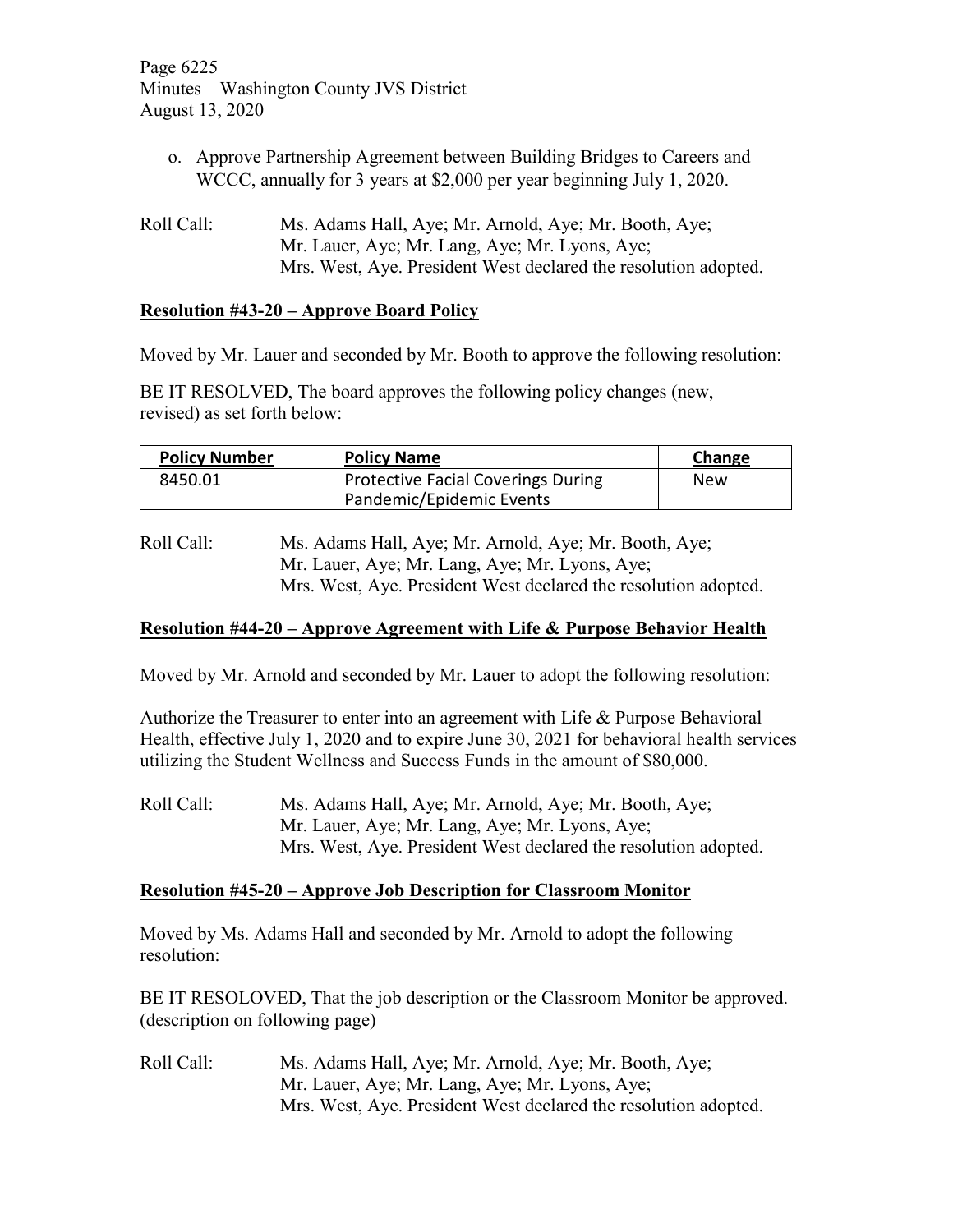o. Approve Partnership Agreement between Building Bridges to Careers and WCCC, annually for 3 years at $2,000 per year beginning July 1, 2020.

Roll Call: Ms. Adams Hall, Aye; Mr. Arnold, Aye; Mr. Booth, Aye; Mr. Lauer, Aye; Mr. Lang, Aye; Mr. Lyons, Aye; Mrs. West, Aye. President West declared the resolution adopted.

**Resolution #43-20 – Approve Board Policy**

Moved by Mr. Lauer and seconded by Mr. Booth to approve the following resolution:

BE IT RESOLVED, The board approves the following policy changes (new, revised) as set forth below:

| Policy Number | Policy Name | Change |
|---|---|---|
| 8450.01 | Protective Facial Coverings During Pandemic/Epidemic Events | New |

Roll Call: Ms. Adams Hall, Aye; Mr. Arnold, Aye; Mr. Booth, Aye; Mr. Lauer, Aye; Mr. Lang, Aye; Mr. Lyons, Aye; Mrs. West, Aye. President West declared the resolution adopted.

**Resolution #44-20 – Approve Agreement with Life & Purpose Behavior Health**

Moved by Mr. Arnold and seconded by Mr. Lauer to adopt the following resolution:

Authorize the Treasurer to enter into an agreement with Life & Purpose Behavioral Health, effective July 1, 2020 and to expire June 30, 2021 for behavioral health services utilizing the Student Wellness and Success Funds in the amount of $80,000.

Roll Call: Ms. Adams Hall, Aye; Mr. Arnold, Aye; Mr. Booth, Aye; Mr. Lauer, Aye; Mr. Lang, Aye; Mr. Lyons, Aye; Mrs. West, Aye. President West declared the resolution adopted.

**Resolution #45-20 – Approve Job Description for Classroom Monitor**

Moved by Ms. Adams Hall and seconded by Mr. Arnold to adopt the following resolution:

BE IT RESOLOVED, That the job description or the Classroom Monitor be approved. (description on following page)

Roll Call: Ms. Adams Hall, Aye; Mr. Arnold, Aye; Mr. Booth, Aye; Mr. Lauer, Aye; Mr. Lang, Aye; Mr. Lyons, Aye; Mrs. West, Aye. President West declared the resolution adopted.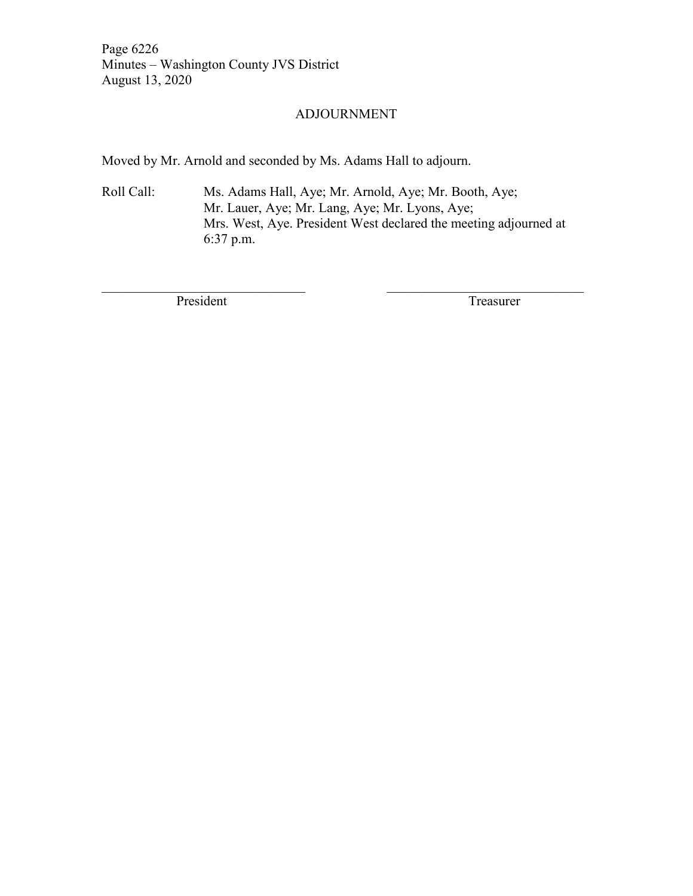## ADJOURNMENT

Moved by Mr. Arnold and seconded by Ms. Adams Hall to adjourn.

Roll Call: Ms. Adams Hall, Aye; Mr. Arnold, Aye; Mr. Booth, Aye; Mr. Lauer, Aye; Mr. Lang, Aye; Mr. Lyons, Aye; Mrs. West, Aye. President West declared the meeting adjourned at 6:37 p.m.

\_\_\_\_\_\_\_\_\_\_\_\_\_\_\_\_\_\_\_\_\_\_\_\_\_\_\_\_\_\_
President

\_\_\_\_\_\_\_\_\_\_\_\_\_\_\_\_\_\_\_\_\_\_\_\_\_\_\_\_\_\_
Treasurer